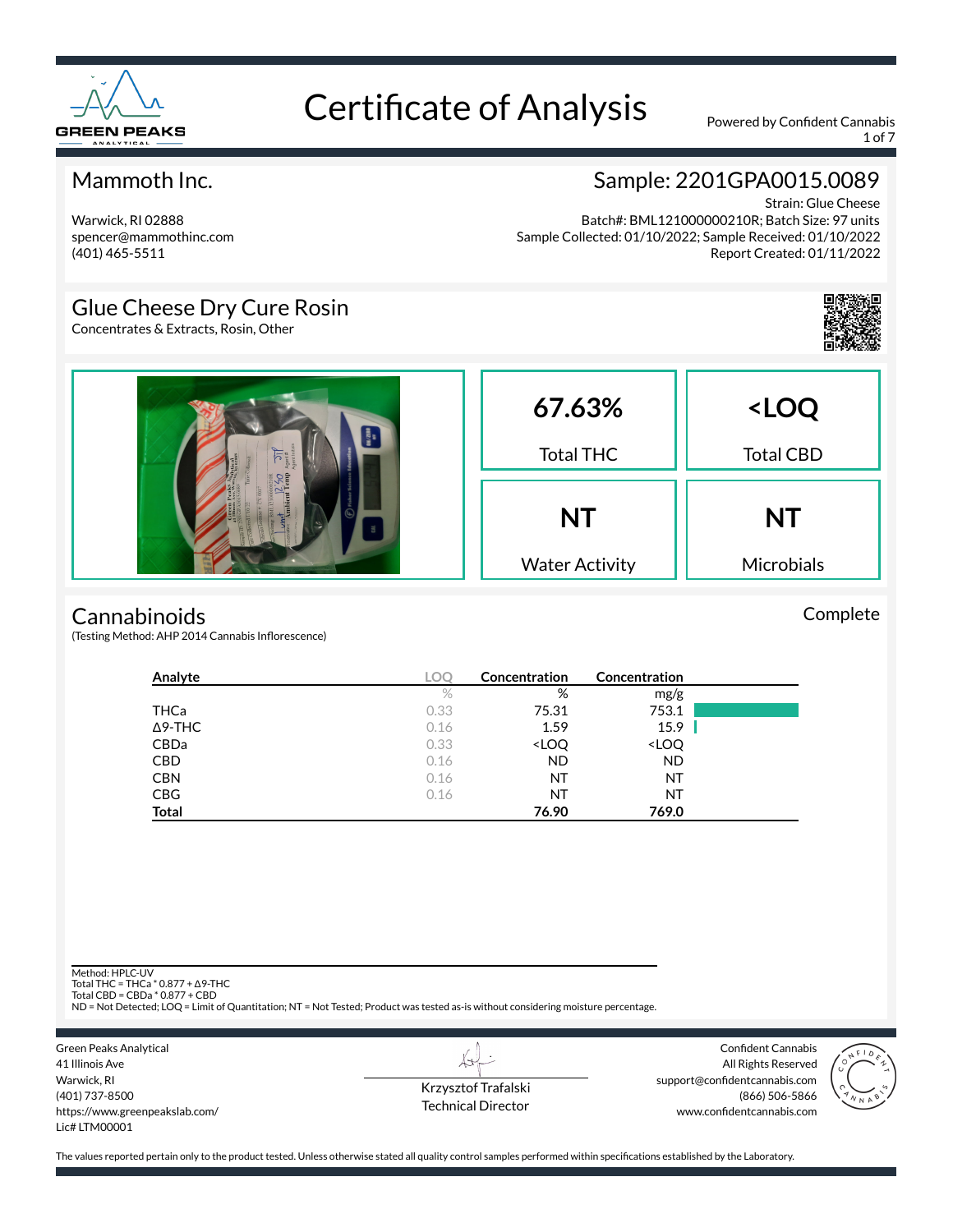# Certificate of Analysis

Powered by Confident Cannabis

## Mammoth Inc.

Warwick, RI 02888
spencer@mammothinc.com
(401) 465-5511

## Sample: 2201GPA0015.0089

Strain: Glue Cheese
Batch#: BML121000000210R; Batch Size: 97 units
Sample Collected: 01/10/2022; Sample Received: 01/10/2022
Report Created: 01/11/2022

## Glue Cheese Dry Cure Rosin

Concentrates & Extracts, Rosin, Other

| 67.63% | <LOQ |
|---|---|
| Total THC | Total CBD |
| **NT** | **NT** |
| Water Activity | Microbials |

## Cannabinoids

Complete

(Testing Method: AHP 2014 Cannabis Inflorescence)

| Analyte | LOQ | Concentration | Concentration |
|---|---|---|---|
| | % | % | mg/g |
| THCa | 0.33 | 75.31 | 753.1 |
| Δ9-THC | 0.16 | 1.59 | 15.9 |
| CBDa | 0.33 | <LOQ | <LOQ |
| CBD | 0.16 | ND | ND |
| CBN | 0.16 | NT | NT |
| CBG | 0.16 | NT | NT |
| **Total** | | **76.90** | **769.0** |

Method: HPLC-UV
Total THC = THCa * 0.877 + Δ9-THC
Total CBD = CBDa * 0.877 + CBD
ND = Not Detected; LOQ = Limit of Quantitation; NT = Not Tested; Product was tested as-is without considering moisture percentage.

Green Peaks Analytical
41 Illinois Ave
Warwick, RI
(401) 737-8500
https://www.greenpeakslab.com/
Lic# LTM00001

Krzysztof Trafalski
Technical Director

Confident Cannabis
All Rights Reserved
support@confidentcannabis.com
(866) 506-5866
www.confidentcannabis.com

The values reported pertain only to the product tested. Unless otherwise stated all quality control samples performed within specifications established by the Laboratory.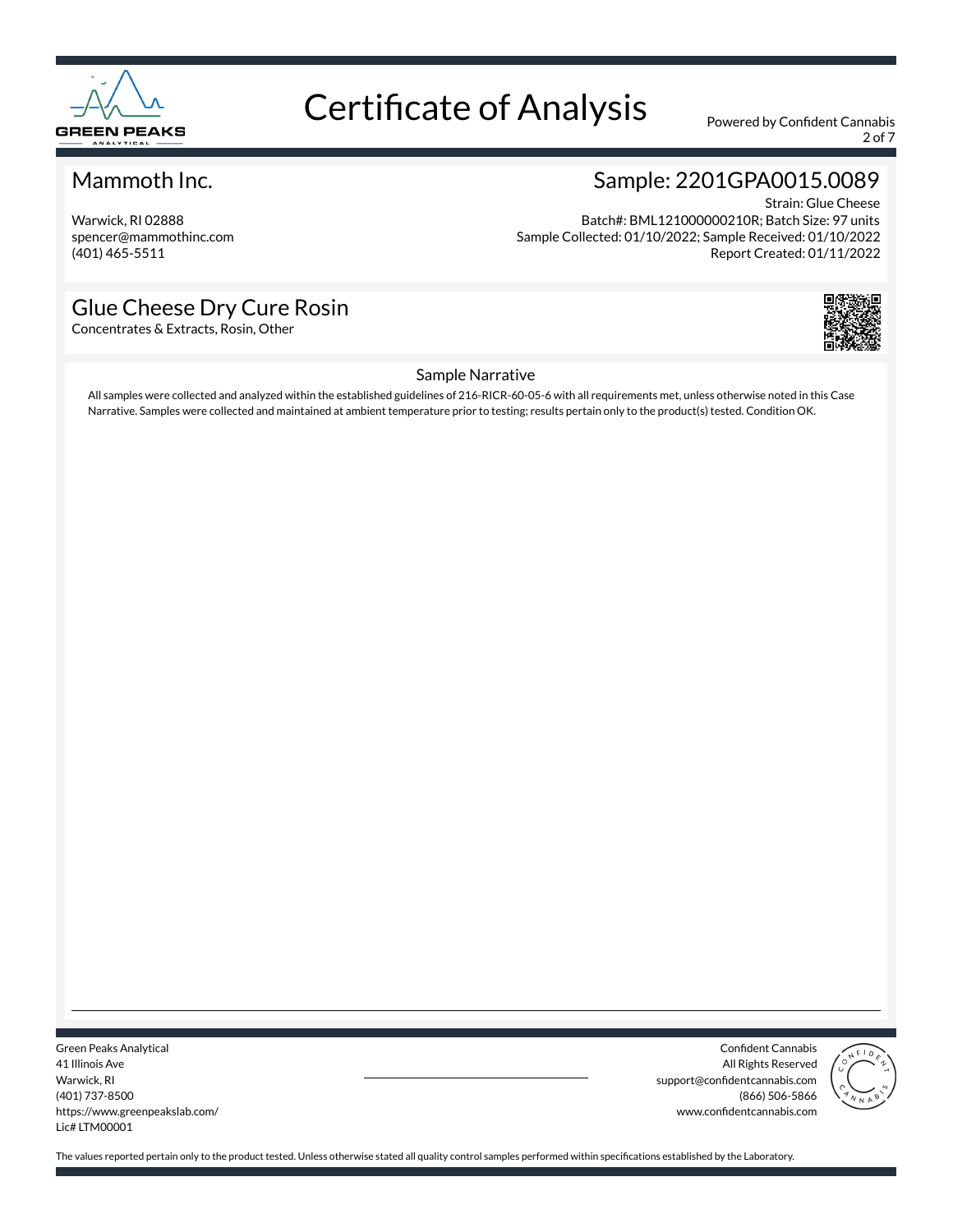# Certificate of Analysis

Powered by Confident Cannabis

## Mammoth Inc.

Warwick, RI 02888
spencer@mammothinc.com
(401) 465-5511

## Sample: 2201GPA0015.0089

Strain: Glue Cheese
Batch#: BML121000000210R; Batch Size: 97 units
Sample Collected: 01/10/2022; Sample Received: 01/10/2022
Report Created: 01/11/2022

## Glue Cheese Dry Cure Rosin

Concentrates & Extracts, Rosin, Other

### Sample Narrative

All samples were collected and analyzed within the established guidelines of 216-RICR-60-05-6 with all requirements met, unless otherwise noted in this Case Narrative. Samples were collected and maintained at ambient temperature prior to testing; results pertain only to the product(s) tested. Condition OK.

Green Peaks Analytical
41 Illinois Ave
Warwick, RI
(401) 737-8500
https://www.greenpeakslab.com/
Lic# LTM00001

Confident Cannabis
All Rights Reserved
support@confidentcannabis.com
(866) 506-5866
www.confidentcannabis.com

The values reported pertain only to the product tested. Unless otherwise stated all quality control samples performed within specifications established by the Laboratory.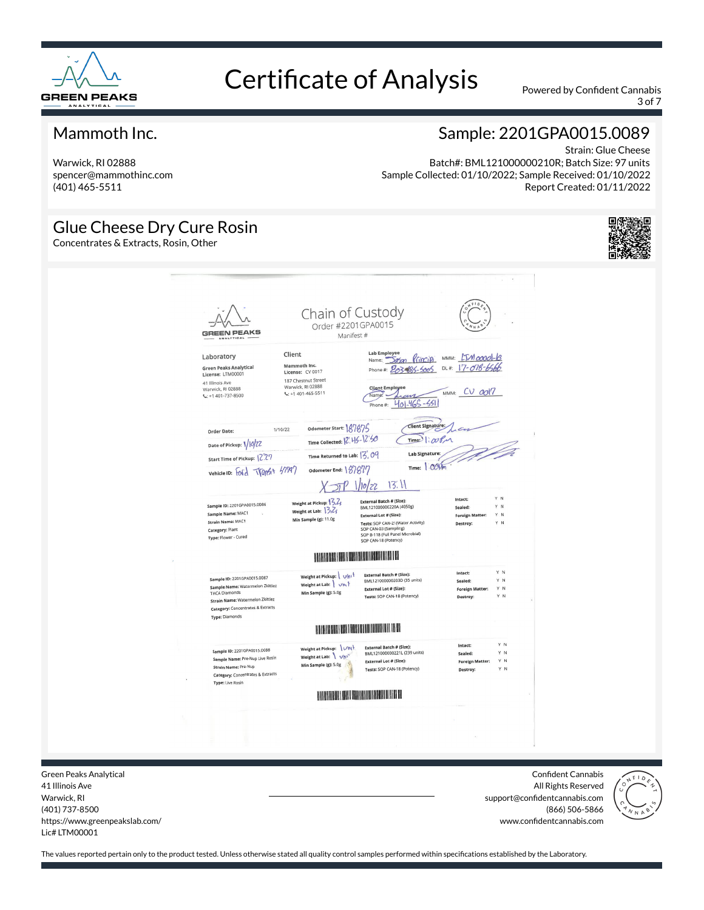# Certificate of Analysis

Powered by Confident Cannabis

## Mammoth Inc.

Warwick, RI 02888
spencer@mammothinc.com
(401) 465-5511

## Sample: 2201GPA0015.0089

Strain: Glue Cheese
Batch#: BML121000000210R; Batch Size: 97 units
Sample Collected: 01/10/2022; Sample Received: 01/10/2022
Report Created: 01/11/2022

## Glue Cheese Dry Cure Rosin

Concentrates & Extracts, Rosin, Other

### Chain of Custody

Order #2201GPA0015
Manifest #

**Laboratory**
Green Peaks Analytical
License: LTM00001
41 Illinois Ave
Warwick, RI 02888
+1 401-737-8500

**Client**
Mammoth Inc.
License: CV 0017
187 Chestnut Street
Warwick, RI 02888
+1 401-465-5511

**Lab Employee**
Name: Jason Princip
Phone #: 203-885-5005
MMM: LTM00001-13
DL #: 17-078-6566

**Client Employee**
Name:
Phone #: 401-465-5511
MMM: CV 0017

Order Date: 1/10/22
Date of Pickup: 1/10/22
Start Time of Pickup: 12:27
Vehicle ID: Ford Transit 47797

Odometer Start: 187875
Time Collected: 12:45-12:50
Time Returned to Lab: 13:09
Odometer End: 187877

Client Signature:
Time: 1:00pm
Lab Signature:
Time: 1:00pm

X JP 1/10/22 13:11

| Sample | Weight | External Batch / Tests | Condition |
|---|---|---|---|
| Sample ID: 2201GPA0015.0086<br>Sample Name: MAC1<br>Strain Name: MAC1<br>Category: Plant<br>Type: Flower - Cured | Weight at Pickup: 13.2g<br>Weight at Lab: 13.2g<br>Min Sample (g): 11.0g | External Batch # (Size): BML121000000220A (4050g)<br>External Lot # (Size):<br>Tests: SOP CAN-21 (Water Activity)<br>SOP CAN-03 (Sampling)<br>SOP B-118 (Full Panel Microbial)<br>SOP CAN-18 (Potency) | Intact: Y N<br>Sealed: Y N<br>Foreign Matter: Y N<br>Destroy: Y N |
| Sample ID: 2201GPA0015.0087<br>Sample Name: Watermelon Zkittlez THCA Diamonds<br>Strain Name: Watermelon Zkittlez<br>Category: Concentrates & Extracts<br>Type: Diamonds | Weight at Pickup: 1 unit<br>Weight at Lab: 1 unit<br>Min Sample (g): 5.0g | External Batch # (Size): BML121000000203D (35 units)<br>External Lot # (Size):<br>Tests: SOP CAN-18 (Potency) | Intact: Y N<br>Sealed: Y N<br>Foreign Matter: Y N<br>Destroy: Y N |
| Sample ID: 2201GPA0015.0088<br>Sample Name: Pre-Nup Live Rosin<br>Strain Name: Pre-Nup<br>Category: Concentrates & Extracts<br>Type: Live Rosin | Weight at Pickup: 1 unit<br>Weight at Lab: 1 unit<br>Min Sample (g): 5.0g | External Batch # (Size): BML121000000221L (239 units)<br>External Lot # (Size):<br>Tests: SOP CAN-18 (Potency) | Intact: Y N<br>Sealed: Y N<br>Foreign Matter: Y N<br>Destroy: Y N |

Green Peaks Analytical
41 Illinois Ave
Warwick, RI
(401) 737-8500
https://www.greenpeakslab.com/
Lic# LTM00001

Confident Cannabis
All Rights Reserved
support@confidentcannabis.com
(866) 506-5866
www.confidentcannabis.com

The values reported pertain only to the product tested. Unless otherwise stated all quality control samples performed within specifications established by the Laboratory.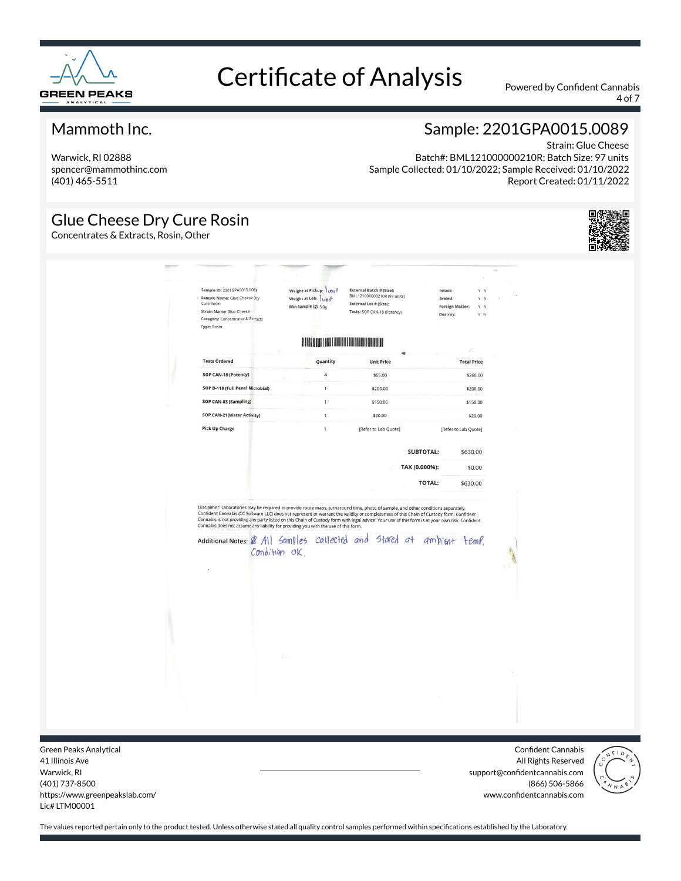# Certificate of Analysis

Powered by Confident Cannabis

## Mammoth Inc.

Warwick, RI 02888
spencer@mammothinc.com
(401) 465-5511

## Sample: 2201GPA0015.0089

Strain: Glue Cheese
Batch#: BML121000000210R; Batch Size: 97 units
Sample Collected: 01/10/2022; Sample Received: 01/10/2022
Report Created: 01/11/2022

## Glue Cheese Dry Cure Rosin

Concentrates & Extracts, Rosin, Other

**Sample ID:** 2201GPA0015.0089
**Sample Name:** Glue Cheese Dry Cure Rosin
**Strain Name:** Glue Cheese
**Category:** Concentrates & Extracts
**Type:** Rosin

**Weight at Pickup:** 1 unit
**Weight at Lab:** 1 unit
**Min Sample (g):** 5.0g

**External Batch # (Size):** BML121000000210R (97 units)
**External Lot # (Size):**
**Tests:** SOP CAN-18 (Potency)

**Intact:** Y N
**Sealed:** Y N
**Foreign Matter:** Y N
**Destroy:** Y N

| Tests Ordered | Quantity | Unit Price | Total Price |
|---|---|---|---|
| SOP CAN-18 (Potency) | 4 | $65.00 | $260.00 |
| SOP B-118 (Full Panel Microbial) | 1 | $200.00 | $200.00 |
| SOP CAN-03 (Sampling) | 1 | $150.00 | $150.00 |
| SOP CAN-21(Water Activity) | 1 | $20.00 | $20.00 |
| Pick Up Charge | 1 | [Refer to Lab Quote] | [Refer to Lab Quote] |
| | | **SUBTOTAL:** | $630.00 |
| | | **TAX (0.000%):** | $0.00 |
| | | **TOTAL:** | $630.00 |

Disclaimer: Laboratories may be required to provide route maps, turnaround time, photo of sample, and other conditions separately. Confident Cannabis (CC Software LLC) does not represent or warrant the validity or completeness of this Chain of Custody form. Confident Cannabis is not providing any party listed on this Chain of Custody form with legal advice. Your use of this form is at your own risk. Confident Cannabis does not assume any liability for providing you with the use of this form.

Additional Notes: All Samples collected and Stored at ambient temp. Condition OK.

Green Peaks Analytical
41 Illinois Ave
Warwick, RI
(401) 737-8500
https://www.greenpeakslab.com/
Lic# LTM00001

Confident Cannabis
All Rights Reserved
support@confidentcannabis.com
(866) 506-5866
www.confidentcannabis.com

The values reported pertain only to the product tested. Unless otherwise stated all quality control samples performed within specifications established by the Laboratory.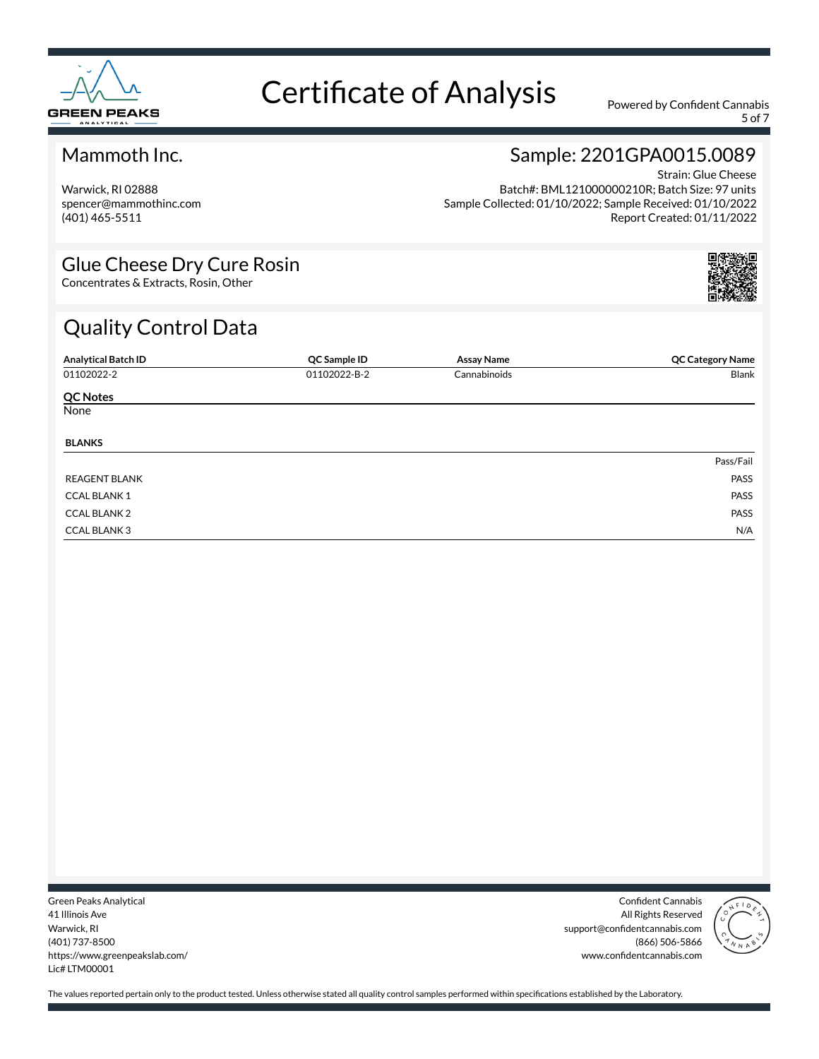# Certificate of Analysis

Powered by Confident Cannabis

## Mammoth Inc.

Warwick, RI 02888
spencer@mammothinc.com
(401) 465-5511

## Sample: 2201GPA0015.0089

Strain: Glue Cheese
Batch#: BML121000000210R; Batch Size: 97 units
Sample Collected: 01/10/2022; Sample Received: 01/10/2022
Report Created: 01/11/2022

## Glue Cheese Dry Cure Rosin

Concentrates & Extracts, Rosin, Other

## Quality Control Data

| Analytical Batch ID | QC Sample ID | Assay Name | QC Category Name |
|---|---|---|---|
| 01102022-2 | 01102022-B-2 | Cannabinoids | Blank |

**QC Notes**

None

**BLANKS**

| | Pass/Fail |
|---|---|
| REAGENT BLANK | PASS |
| CCAL BLANK 1 | PASS |
| CCAL BLANK 2 | PASS |
| CCAL BLANK 3 | N/A |

Green Peaks Analytical
41 Illinois Ave
Warwick, RI
(401) 737-8500
https://www.greenpeakslab.com/
Lic# LTM00001

Confident Cannabis
All Rights Reserved
support@confidentcannabis.com
(866) 506-5866
www.confidentcannabis.com

The values reported pertain only to the product tested. Unless otherwise stated all quality control samples performed within specifications established by the Laboratory.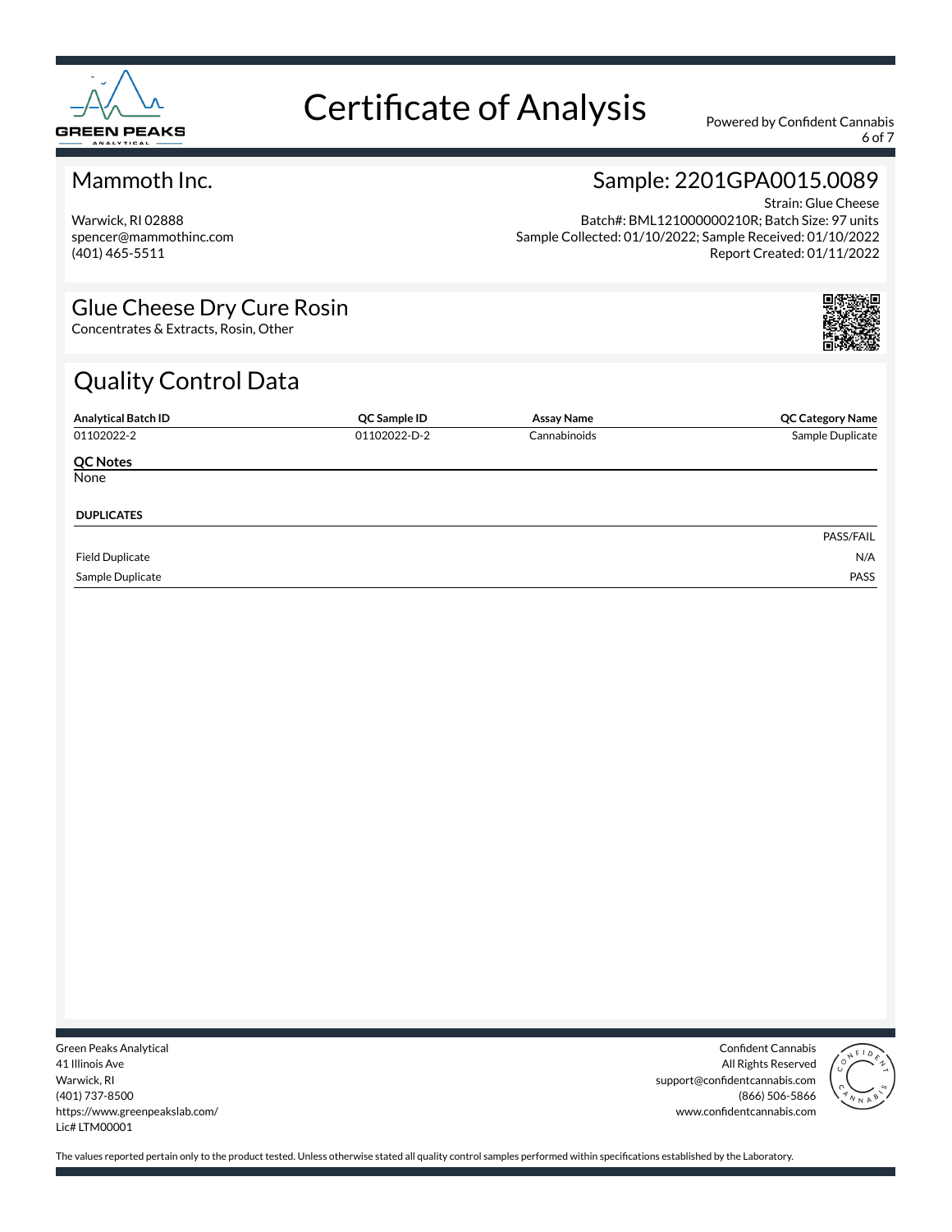# Certificate of Analysis

Powered by Confident Cannabis

## Mammoth Inc.

Warwick, RI 02888
spencer@mammothinc.com
(401) 465-5511

## Sample: 2201GPA0015.0089

Strain: Glue Cheese
Batch#: BML121000000210R; Batch Size: 97 units
Sample Collected: 01/10/2022; Sample Received: 01/10/2022
Report Created: 01/11/2022

## Glue Cheese Dry Cure Rosin

Concentrates & Extracts, Rosin, Other

## Quality Control Data

| Analytical Batch ID | QC Sample ID | Assay Name | QC Category Name |
|---|---|---|---|
| 01102022-2 | 01102022-D-2 | Cannabinoids | Sample Duplicate |

**QC Notes**

None

**DUPLICATES**

| | PASS/FAIL |
|---|---|
| Field Duplicate | N/A |
| Sample Duplicate | PASS |

Green Peaks Analytical
41 Illinois Ave
Warwick, RI
(401) 737-8500
https://www.greenpeakslab.com/
Lic# LTM00001

Confident Cannabis
All Rights Reserved
support@confidentcannabis.com
(866) 506-5866
www.confidentcannabis.com

The values reported pertain only to the product tested. Unless otherwise stated all quality control samples performed within specifications established by the Laboratory.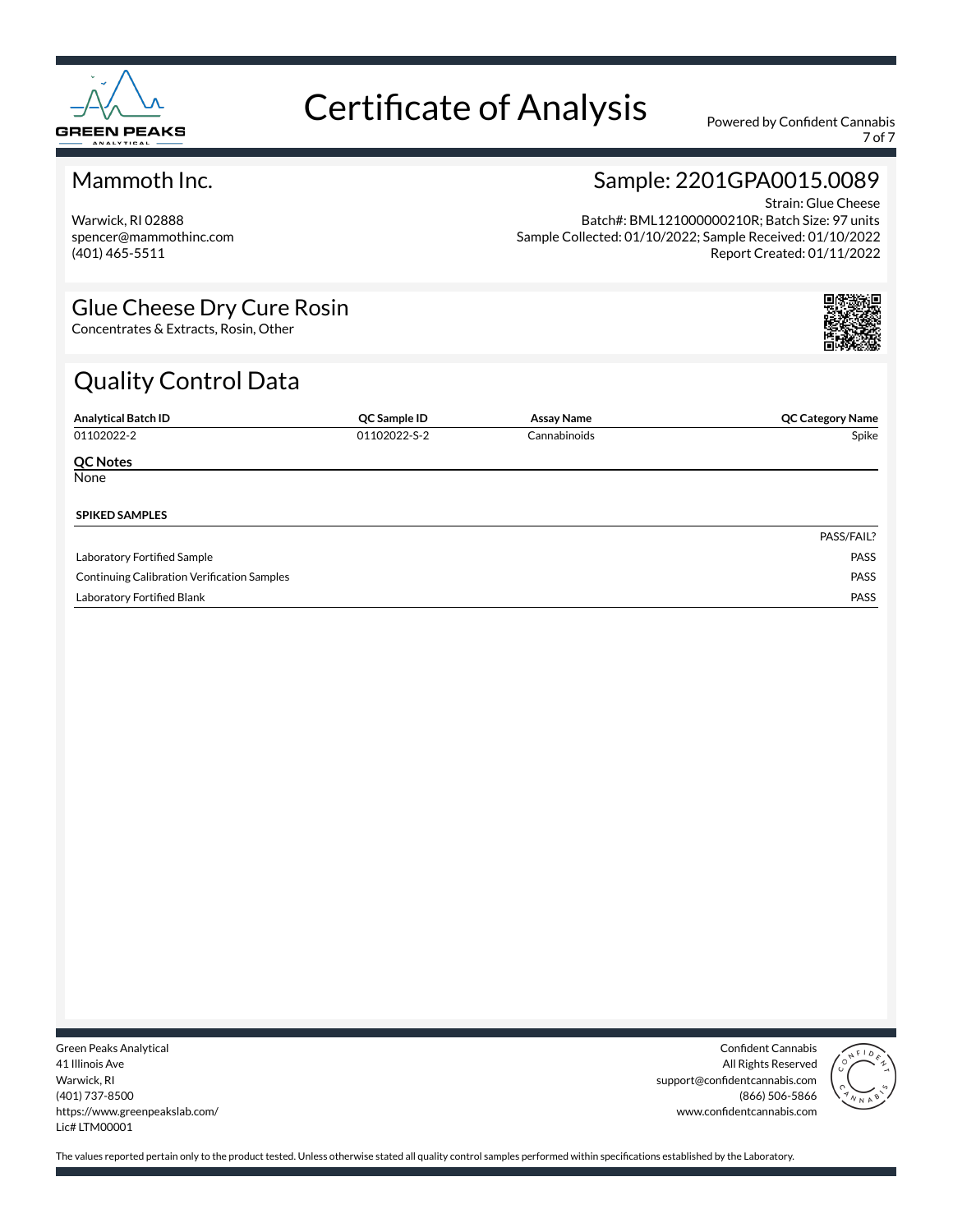# Certificate of Analysis

Powered by Confident Cannabis

## Mammoth Inc.

Warwick, RI 02888
spencer@mammothinc.com
(401) 465-5511

## Sample: 2201GPA0015.0089

Strain: Glue Cheese
Batch#: BML121000000210R; Batch Size: 97 units
Sample Collected: 01/10/2022; Sample Received: 01/10/2022
Report Created: 01/11/2022

## Glue Cheese Dry Cure Rosin

Concentrates & Extracts, Rosin, Other

## Quality Control Data

| Analytical Batch ID | QC Sample ID | Assay Name | QC Category Name |
|---|---|---|---|
| 01102022-2 | 01102022-S-2 | Cannabinoids | Spike |

**QC Notes**

None

**SPIKED SAMPLES**

| | PASS/FAIL? |
|---|---|
| Laboratory Fortified Sample | PASS |
| Continuing Calibration Verification Samples | PASS |
| Laboratory Fortified Blank | PASS |

Green Peaks Analytical
41 Illinois Ave
Warwick, RI
(401) 737-8500
https://www.greenpeakslab.com/
Lic# LTM00001

Confident Cannabis
All Rights Reserved
support@confidentcannabis.com
(866) 506-5866
www.confidentcannabis.com

The values reported pertain only to the product tested. Unless otherwise stated all quality control samples performed within specifications established by the Laboratory.